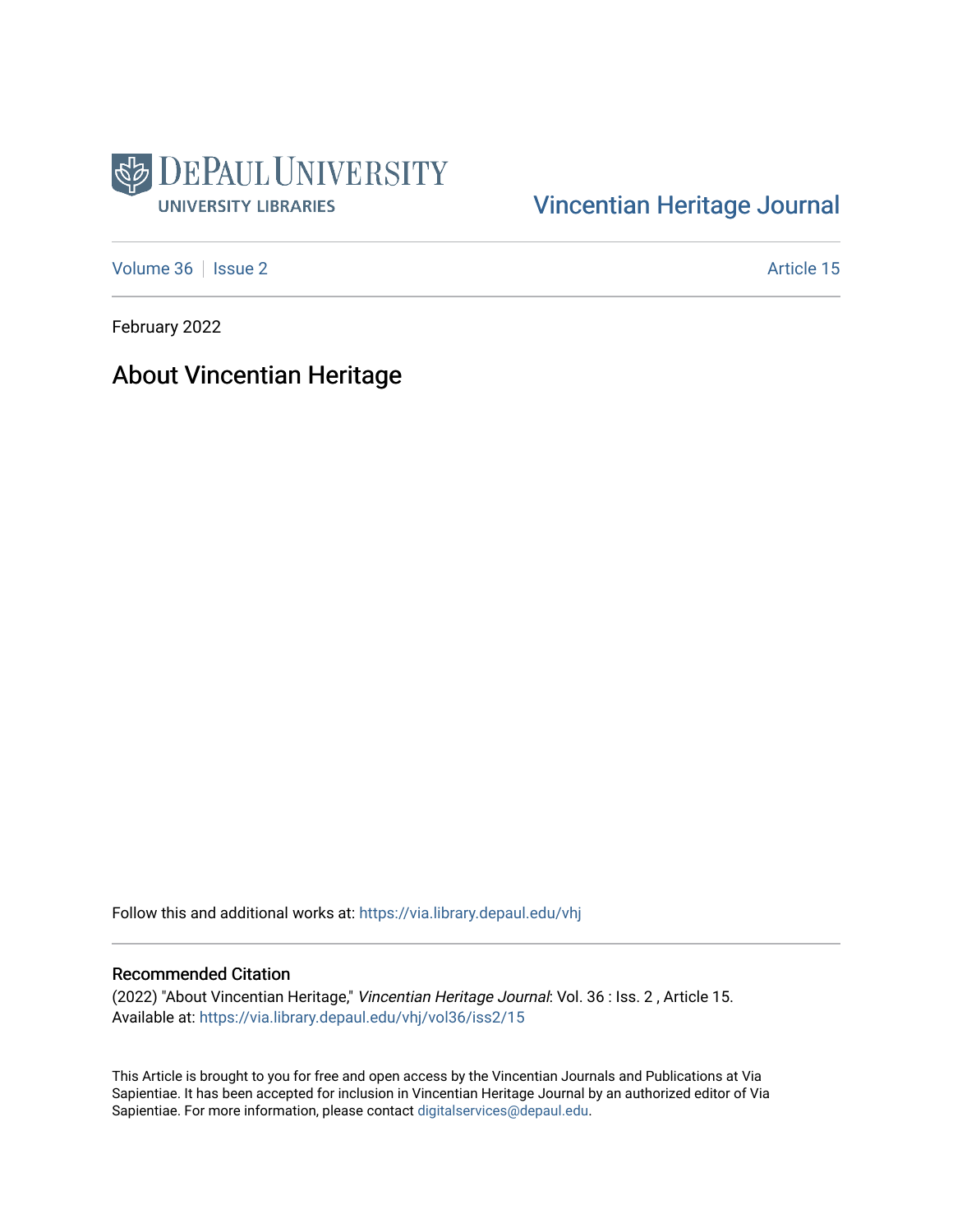DePaul University
University Libraries

Vincentian Heritage Journal

Volume 36 | Issue 2 | Article 15

February 2022

# About Vincentian Heritage

Follow this and additional works at: https://via.library.depaul.edu/vhj

## Recommended Citation

(2022) "About Vincentian Heritage," *Vincentian Heritage Journal*: Vol. 36 : Iss. 2 , Article 15.
Available at: https://via.library.depaul.edu/vhj/vol36/iss2/15

This Article is brought to you for free and open access by the Vincentian Journals and Publications at Via Sapientiae. It has been accepted for inclusion in Vincentian Heritage Journal by an authorized editor of Via Sapientiae. For more information, please contact digitalservices@depaul.edu.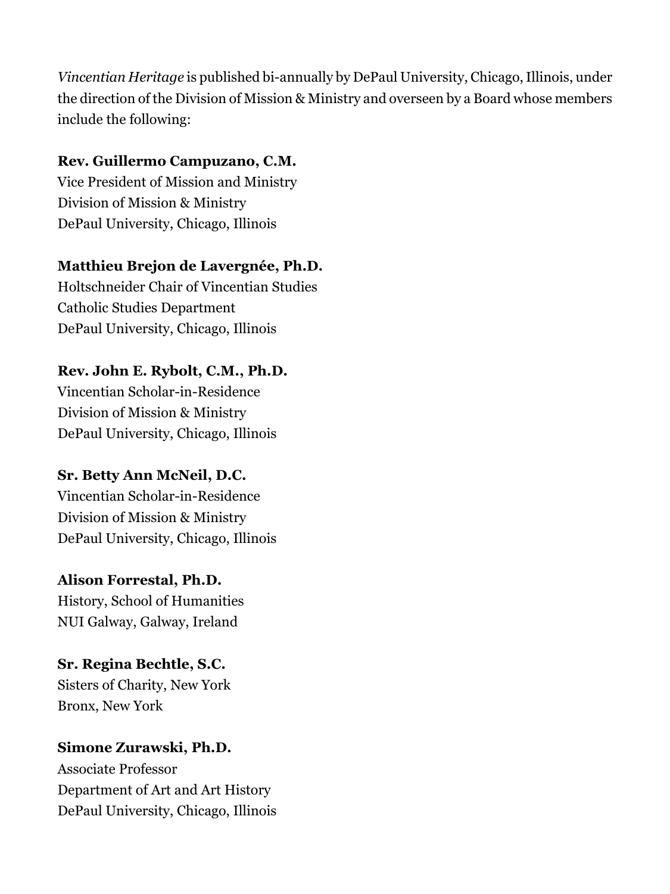*Vincentian Heritage* is published bi-annually by DePaul University, Chicago, Illinois, under the direction of the Division of Mission & Ministry and overseen by a Board whose members include the following:

**Rev. Guillermo Campuzano, C.M.**  
Vice President of Mission and Ministry  
Division of Mission & Ministry  
DePaul University, Chicago, Illinois

**Matthieu Brejon de Lavergnée, Ph.D.**  
Holtschneider Chair of Vincentian Studies  
Catholic Studies Department  
DePaul University, Chicago, Illinois

**Rev. John E. Rybolt, C.M., Ph.D.**  
Vincentian Scholar-in-Residence  
Division of Mission & Ministry  
DePaul University, Chicago, Illinois

**Sr. Betty Ann McNeil, D.C.**  
Vincentian Scholar-in-Residence  
Division of Mission & Ministry  
DePaul University, Chicago, Illinois

**Alison Forrestal, Ph.D.**  
History, School of Humanities  
NUI Galway, Galway, Ireland

**Sr. Regina Bechtle, S.C.**  
Sisters of Charity, New York  
Bronx, New York

**Simone Zurawski, Ph.D.**  
Associate Professor  
Department of Art and Art History  
DePaul University, Chicago, Illinois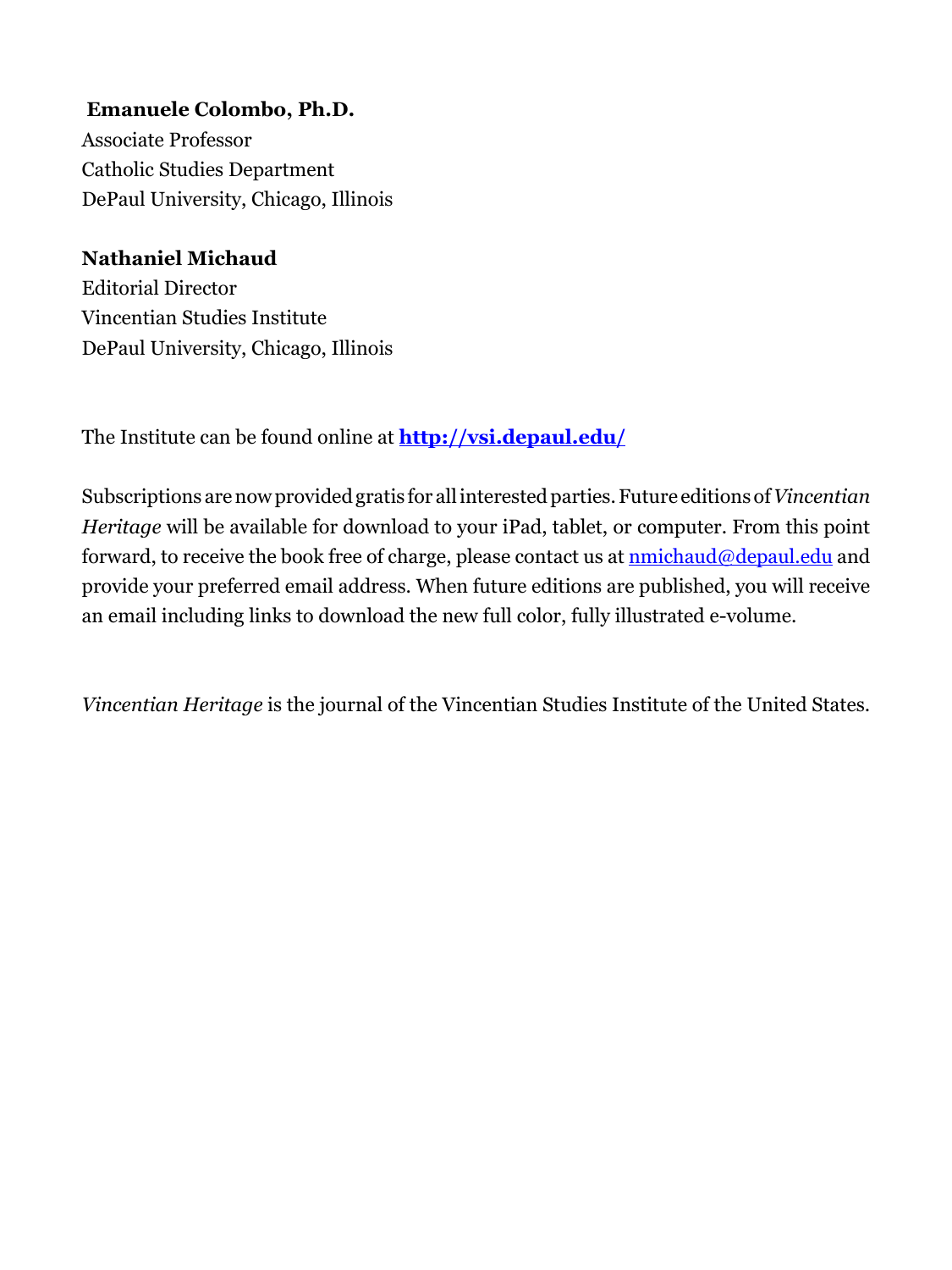**Emanuele Colombo, Ph.D.**
Associate Professor
Catholic Studies Department
DePaul University, Chicago, Illinois

**Nathaniel Michaud**
Editorial Director
Vincentian Studies Institute
DePaul University, Chicago, Illinois

The Institute can be found online at **http://vsi.depaul.edu/**

Subscriptions are now provided gratis for all interested parties. Future editions of *Vincentian Heritage* will be available for download to your iPad, tablet, or computer. From this point forward, to receive the book free of charge, please contact us at nmichaud@depaul.edu and provide your preferred email address. When future editions are published, you will receive an email including links to download the new full color, fully illustrated e-volume.

*Vincentian Heritage* is the journal of the Vincentian Studies Institute of the United States.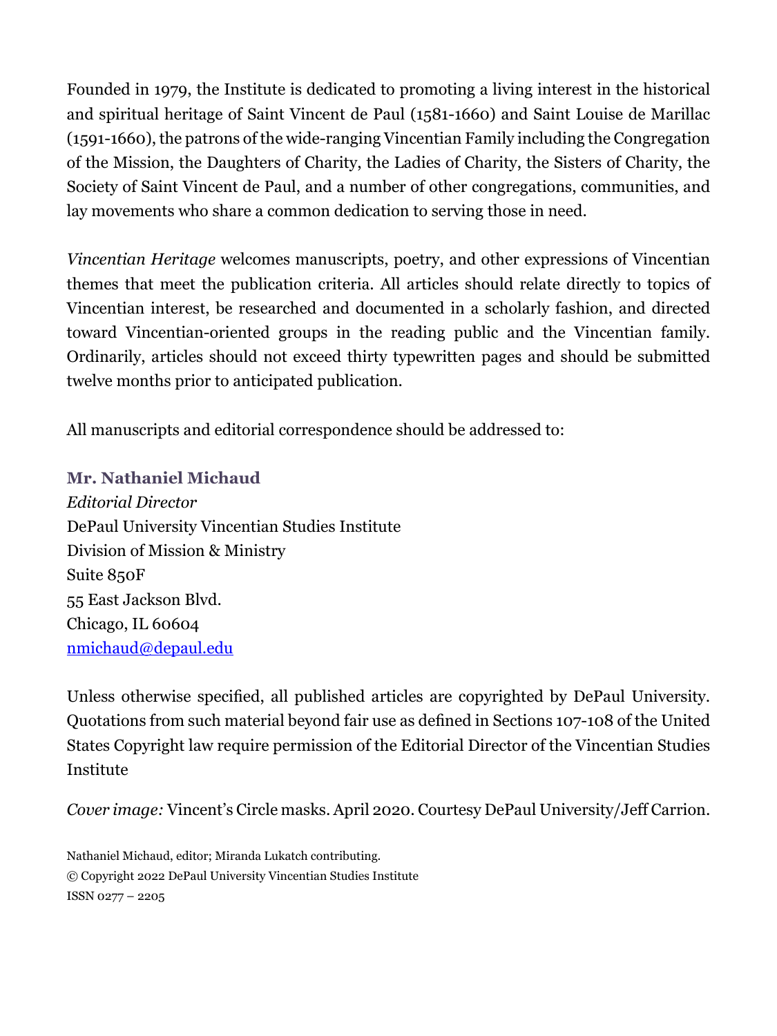Founded in 1979, the Institute is dedicated to promoting a living interest in the historical and spiritual heritage of Saint Vincent de Paul (1581-1660) and Saint Louise de Marillac (1591-1660), the patrons of the wide-ranging Vincentian Family including the Congregation of the Mission, the Daughters of Charity, the Ladies of Charity, the Sisters of Charity, the Society of Saint Vincent de Paul, and a number of other congregations, communities, and lay movements who share a common dedication to serving those in need.

*Vincentian Heritage* welcomes manuscripts, poetry, and other expressions of Vincentian themes that meet the publication criteria. All articles should relate directly to topics of Vincentian interest, be researched and documented in a scholarly fashion, and directed toward Vincentian-oriented groups in the reading public and the Vincentian family. Ordinarily, articles should not exceed thirty typewritten pages and should be submitted twelve months prior to anticipated publication.

All manuscripts and editorial correspondence should be addressed to:

**Mr. Nathaniel Michaud**
*Editorial Director*
DePaul University Vincentian Studies Institute
Division of Mission & Ministry
Suite 850F
55 East Jackson Blvd.
Chicago, IL 60604
nmichaud@depaul.edu

Unless otherwise specified, all published articles are copyrighted by DePaul University. Quotations from such material beyond fair use as defined in Sections 107-108 of the United States Copyright law require permission of the Editorial Director of the Vincentian Studies Institute

*Cover image:* Vincent's Circle masks. April 2020. Courtesy DePaul University/Jeff Carrion.

Nathaniel Michaud, editor; Miranda Lukatch contributing.
© Copyright 2022 DePaul University Vincentian Studies Institute
ISSN 0277 – 2205